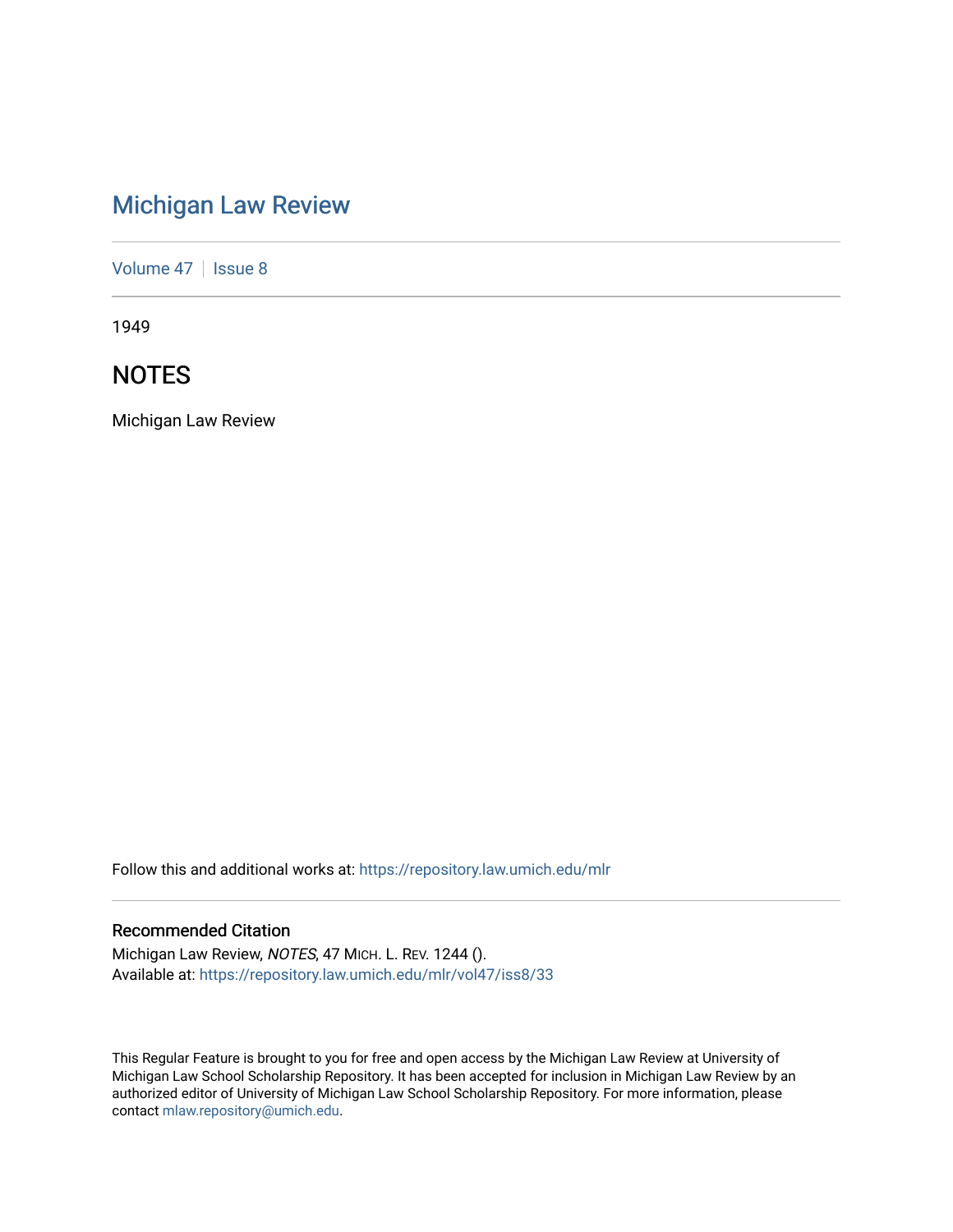# Michigan Law Review

Volume 47 | Issue 8

1949

## NOTES

Michigan Law Review

Follow this and additional works at: https://repository.law.umich.edu/mlr

### Recommended Citation

Michigan Law Review, *NOTES*, 47 MICH. L. REV. 1244 ().
Available at: https://repository.law.umich.edu/mlr/vol47/iss8/33

This Regular Feature is brought to you for free and open access by the Michigan Law Review at University of Michigan Law School Scholarship Repository. It has been accepted for inclusion in Michigan Law Review by an authorized editor of University of Michigan Law School Scholarship Repository. For more information, please contact mlaw.repository@umich.edu.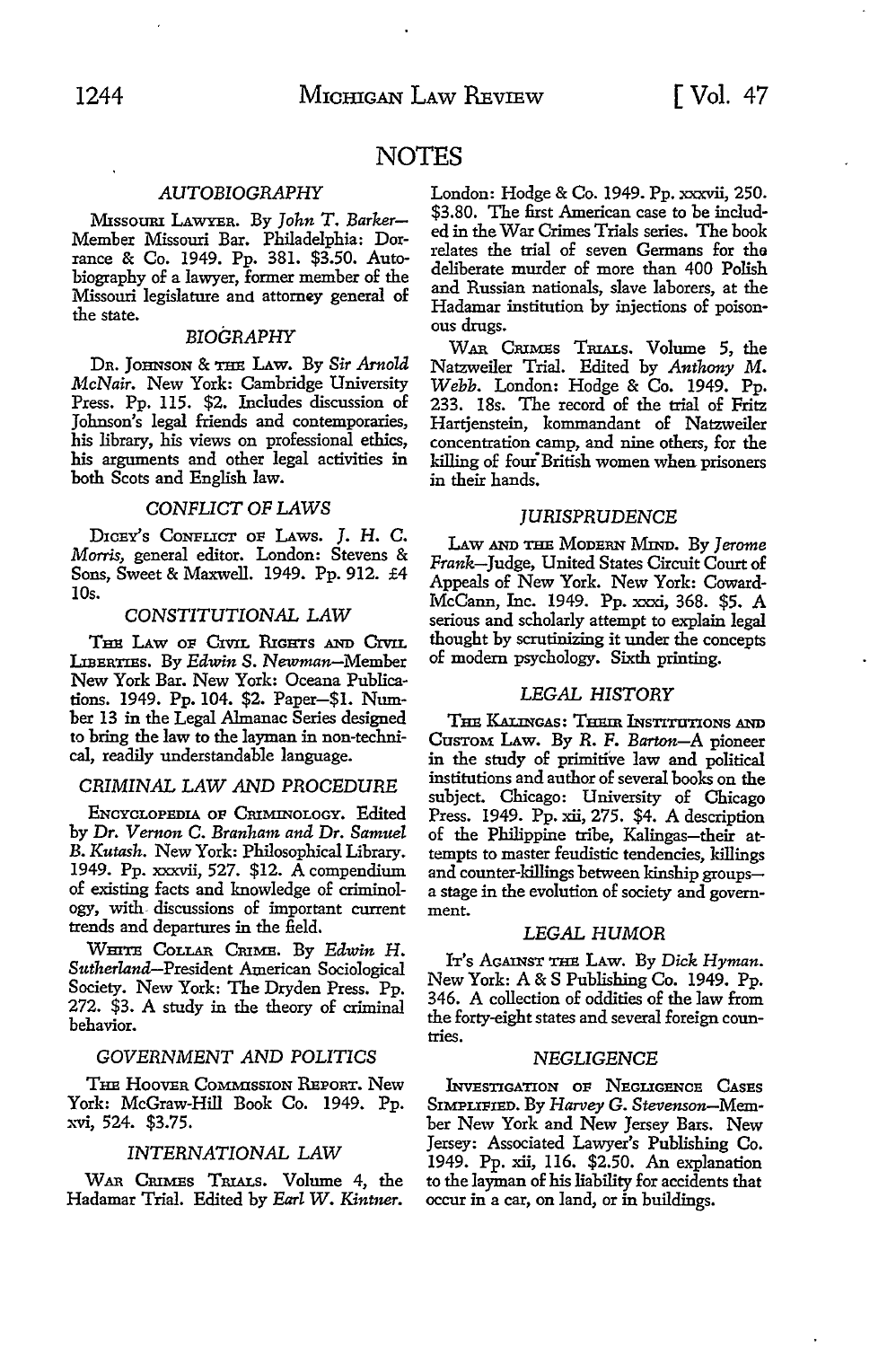# NOTES

### AUTOBIOGRAPHY

MISSOURI LAWYER. By *John T. Barker*—Member Missouri Bar. Philadelphia: Dorrance & Co. 1949. Pp. 381. $3.50. Autobiography of a lawyer, former member of the Missouri legislature and attorney general of the state.

### BIOGRAPHY

DR. JOHNSON & THE LAW. By *Sir Arnold McNair*. New York: Cambridge University Press. Pp. 115. $2. Includes discussion of Johnson's legal friends and contemporaries, his library, his views on professional ethics, his arguments and other legal activities in both Scots and English law.

### CONFLICT OF LAWS

DICEY'S CONFLICT OF LAWS. *J. H. C. Morris*, general editor. London: Stevens & Sons, Sweet & Maxwell. 1949. Pp. 912. £4 10s.

### CONSTITUTIONAL LAW

THE LAW OF CIVIL RIGHTS AND CIVIL LIBERTIES. By *Edwin S. Newman*—Member New York Bar. New York: Oceana Publications. 1949. Pp. 104. $2. Paper—$1. Number 13 in the Legal Almanac Series designed to bring the law to the layman in non-technical, readily understandable language.

### CRIMINAL LAW AND PROCEDURE

ENCYCLOPEDIA OF CRIMINOLOGY. Edited by *Dr. Vernon C. Branham and Dr. Samuel B. Kutash*. New York: Philosophical Library. 1949. Pp. xxxvii, 527. $12. A compendium of existing facts and knowledge of criminology, with discussions of important current trends and departures in the field.

WHITE COLLAR CRIME. By *Edwin H. Sutherland*—President American Sociological Society. New York: The Dryden Press. Pp. 272. $3. A study in the theory of criminal behavior.

### GOVERNMENT AND POLITICS

THE HOOVER COMMISSION REPORT. New York: McGraw-Hill Book Co. 1949. Pp. xvi, 524. $3.75.

### INTERNATIONAL LAW

WAR CRIMES TRIALS. Volume 4, the Hadamar Trial. Edited by *Earl W. Kintner*. London: Hodge & Co. 1949. Pp. xxxvii, 250. $3.80. The first American case to be included in the War Crimes Trials series. The book relates the trial of seven Germans for the deliberate murder of more than 400 Polish and Russian nationals, slave laborers, at the Hadamar institution by injections of poisonous drugs.

WAR CRIMES TRIALS. Volume 5, the Natzweiler Trial. Edited by *Anthony M. Webb*. London: Hodge & Co. 1949. Pp. 233. 18s. The record of the trial of Fritz Hartjenstein, kommandant of Natzweiler concentration camp, and nine others, for the killing of four British women when prisoners in their hands.

### JURISPRUDENCE

LAW AND THE MODERN MIND. By *Jerome Frank*—Judge, United States Circuit Court of Appeals of New York. New York: Coward-McCann, Inc. 1949. Pp. xxxi, 368. $5. A serious and scholarly attempt to explain legal thought by scrutinizing it under the concepts of modern psychology. Sixth printing.

### LEGAL HISTORY

THE KALINGAS: THEIR INSTITUTIONS AND CUSTOM LAW. By *R. F. Barton*—A pioneer in the study of primitive law and political institutions and author of several books on the subject. Chicago: University of Chicago Press. 1949. Pp. xii, 275. $4. A description of the Philippine tribe, Kalingas—their attempts to master feudistic tendencies, killings and counter-killings between kinship groups—a stage in the evolution of society and government.

### LEGAL HUMOR

IT'S AGAINST THE LAW. By *Dick Hyman*. New York: A & S Publishing Co. 1949. Pp. 346. A collection of oddities of the law from the forty-eight states and several foreign countries.

### NEGLIGENCE

INVESTIGATION OF NEGLIGENCE CASES SIMPLIFIED. By *Harvey G. Stevenson*—Member New York and New Jersey Bars. New Jersey: Associated Lawyer's Publishing Co. 1949. Pp. xii, 116. $2.50. An explanation to the layman of his liability for accidents that occur in a car, on land, or in buildings.